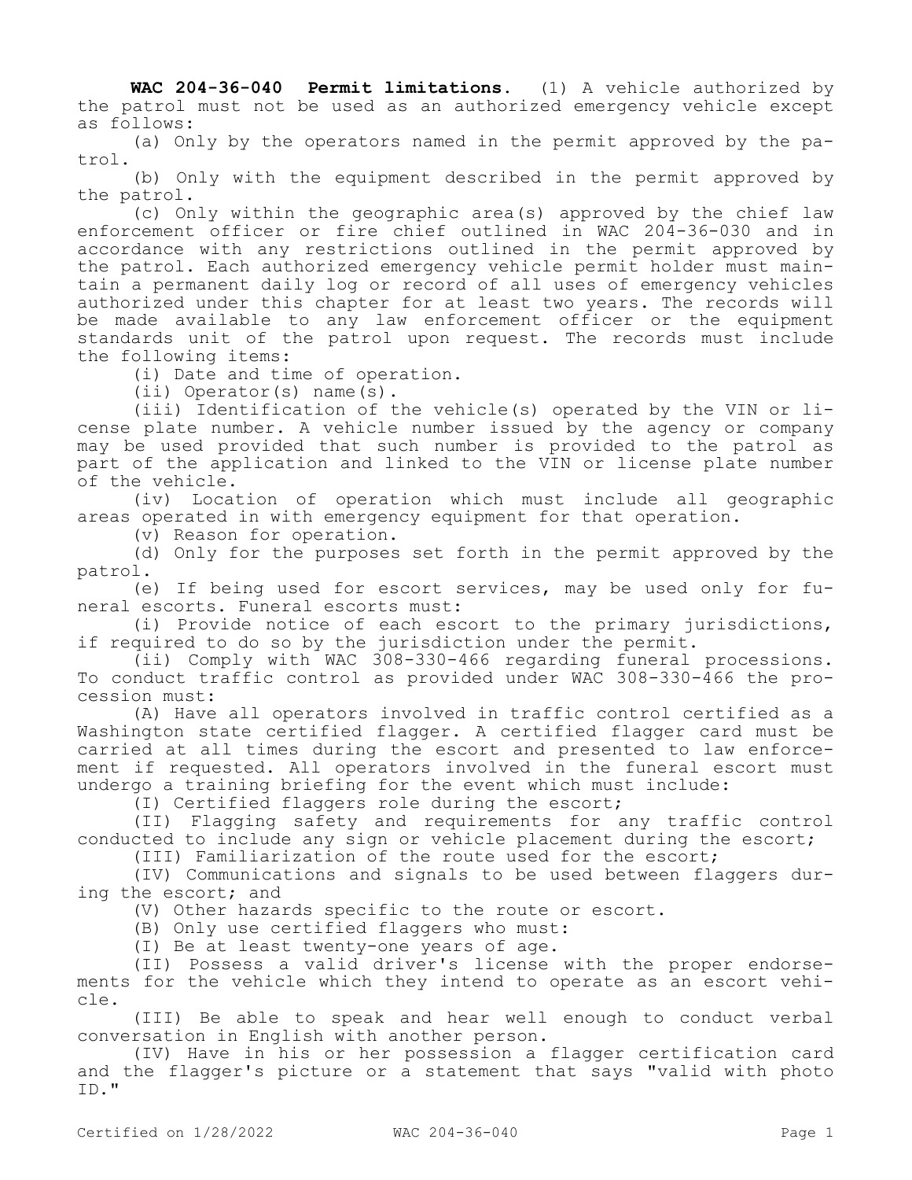**WAC 204-36-040 Permit limitations.** (1) A vehicle authorized by the patrol must not be used as an authorized emergency vehicle except as follows:

(a) Only by the operators named in the permit approved by the patrol.

(b) Only with the equipment described in the permit approved by the patrol.

(c) Only within the geographic area(s) approved by the chief law enforcement officer or fire chief outlined in WAC 204-36-030 and in accordance with any restrictions outlined in the permit approved by the patrol. Each authorized emergency vehicle permit holder must maintain a permanent daily log or record of all uses of emergency vehicles authorized under this chapter for at least two years. The records will be made available to any law enforcement officer or the equipment standards unit of the patrol upon request. The records must include the following items:

(i) Date and time of operation.

(ii) Operator(s) name(s).

(iii) Identification of the vehicle(s) operated by the VIN or license plate number. A vehicle number issued by the agency or company may be used provided that such number is provided to the patrol as part of the application and linked to the VIN or license plate number of the vehicle.

(iv) Location of operation which must include all geographic areas operated in with emergency equipment for that operation.

(v) Reason for operation.

(d) Only for the purposes set forth in the permit approved by the patrol.

(e) If being used for escort services, may be used only for funeral escorts. Funeral escorts must:

(i) Provide notice of each escort to the primary jurisdictions, if required to do so by the jurisdiction under the permit.

(ii) Comply with WAC 308-330-466 regarding funeral processions. To conduct traffic control as provided under WAC 308-330-466 the procession must:

(A) Have all operators involved in traffic control certified as a Washington state certified flagger. A certified flagger card must be carried at all times during the escort and presented to law enforcement if requested. All operators involved in the funeral escort must undergo a training briefing for the event which must include:

(I) Certified flaggers role during the escort;

(II) Flagging safety and requirements for any traffic control conducted to include any sign or vehicle placement during the escort;

(III) Familiarization of the route used for the escort;

(IV) Communications and signals to be used between flaggers during the escort; and

(V) Other hazards specific to the route or escort.

(B) Only use certified flaggers who must:

(I) Be at least twenty-one years of age.

(II) Possess a valid driver's license with the proper endorsements for the vehicle which they intend to operate as an escort vehicle.

(III) Be able to speak and hear well enough to conduct verbal conversation in English with another person.

(IV) Have in his or her possession a flagger certification card and the flagger's picture or a statement that says "valid with photo ID."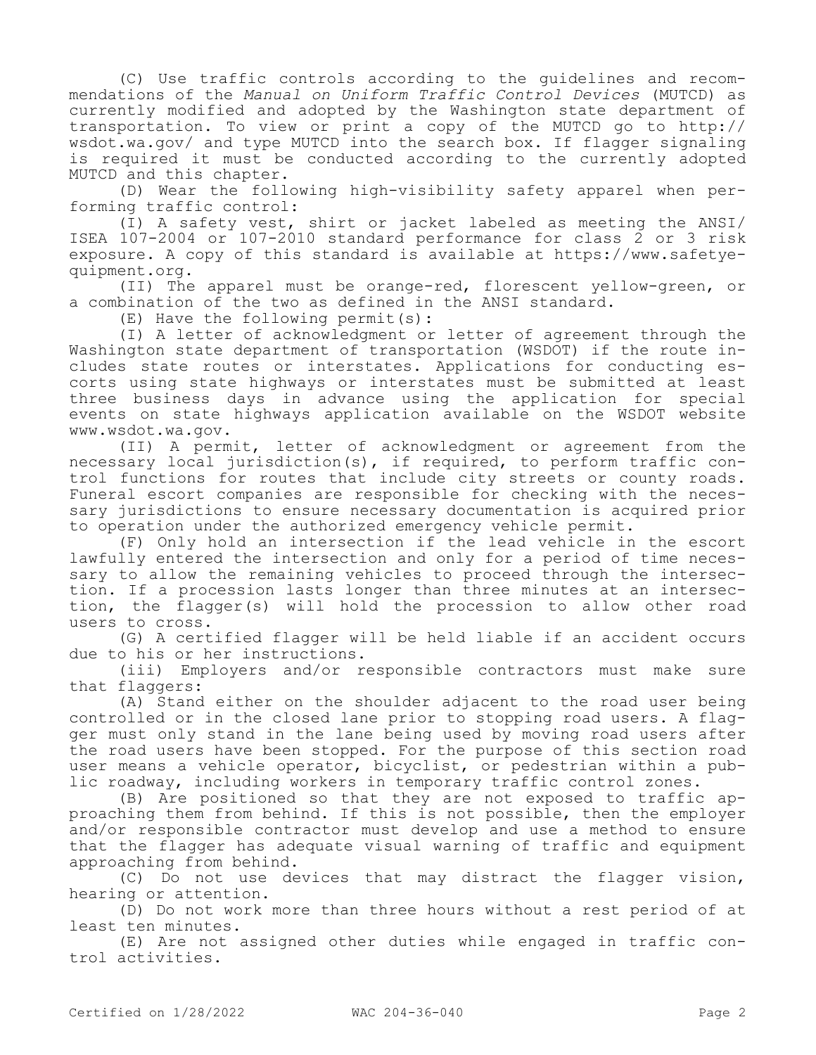(C) Use traffic controls according to the guidelines and recommendations of the *Manual on Uniform Traffic Control Devices* (MUTCD) as currently modified and adopted by the Washington state department of transportation. To view or print a copy of the MUTCD go to http://wsdot.wa.gov/ and type MUTCD into the search box. If flagger signaling is required it must be conducted according to the currently adopted MUTCD and this chapter.

(D) Wear the following high-visibility safety apparel when performing traffic control:

(I) A safety vest, shirt or jacket labeled as meeting the ANSI/ISEA 107-2004 or 107-2010 standard performance for class 2 or 3 risk exposure. A copy of this standard is available at https://www.safetyequipment.org.

(II) The apparel must be orange-red, florescent yellow-green, or a combination of the two as defined in the ANSI standard.

(E) Have the following permit(s):

(I) A letter of acknowledgment or letter of agreement through the Washington state department of transportation (WSDOT) if the route includes state routes or interstates. Applications for conducting escorts using state highways or interstates must be submitted at least three business days in advance using the application for special events on state highways application available on the WSDOT website www.wsdot.wa.gov.

(II) A permit, letter of acknowledgment or agreement from the necessary local jurisdiction(s), if required, to perform traffic control functions for routes that include city streets or county roads. Funeral escort companies are responsible for checking with the necessary jurisdictions to ensure necessary documentation is acquired prior to operation under the authorized emergency vehicle permit.

(F) Only hold an intersection if the lead vehicle in the escort lawfully entered the intersection and only for a period of time necessary to allow the remaining vehicles to proceed through the intersection. If a procession lasts longer than three minutes at an intersection, the flagger(s) will hold the procession to allow other road users to cross.

(G) A certified flagger will be held liable if an accident occurs due to his or her instructions.

(iii) Employers and/or responsible contractors must make sure that flaggers:

(A) Stand either on the shoulder adjacent to the road user being controlled or in the closed lane prior to stopping road users. A flagger must only stand in the lane being used by moving road users after the road users have been stopped. For the purpose of this section road user means a vehicle operator, bicyclist, or pedestrian within a public roadway, including workers in temporary traffic control zones.

(B) Are positioned so that they are not exposed to traffic approaching them from behind. If this is not possible, then the employer and/or responsible contractor must develop and use a method to ensure that the flagger has adequate visual warning of traffic and equipment approaching from behind.

(C) Do not use devices that may distract the flagger vision, hearing or attention.

(D) Do not work more than three hours without a rest period of at least ten minutes.

(E) Are not assigned other duties while engaged in traffic control activities.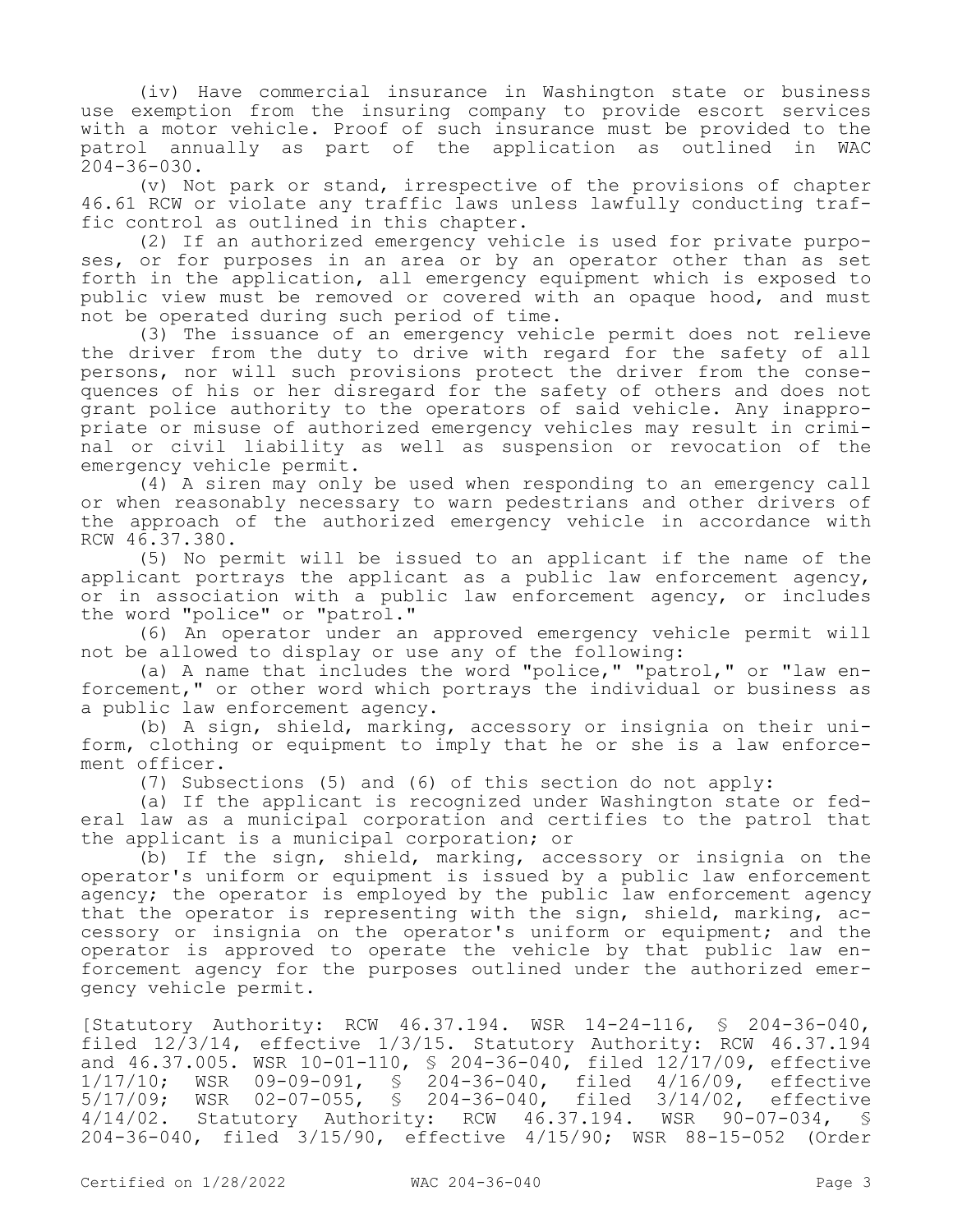(iv) Have commercial insurance in Washington state or business use exemption from the insuring company to provide escort services with a motor vehicle. Proof of such insurance must be provided to the patrol annually as part of the application as outlined in WAC 204-36-030.

(v) Not park or stand, irrespective of the provisions of chapter 46.61 RCW or violate any traffic laws unless lawfully conducting traffic control as outlined in this chapter.

(2) If an authorized emergency vehicle is used for private purposes, or for purposes in an area or by an operator other than as set forth in the application, all emergency equipment which is exposed to public view must be removed or covered with an opaque hood, and must not be operated during such period of time.

(3) The issuance of an emergency vehicle permit does not relieve the driver from the duty to drive with regard for the safety of all persons, nor will such provisions protect the driver from the consequences of his or her disregard for the safety of others and does not grant police authority to the operators of said vehicle. Any inappropriate or misuse of authorized emergency vehicles may result in criminal or civil liability as well as suspension or revocation of the emergency vehicle permit.

(4) A siren may only be used when responding to an emergency call or when reasonably necessary to warn pedestrians and other drivers of the approach of the authorized emergency vehicle in accordance with RCW 46.37.380.

(5) No permit will be issued to an applicant if the name of the applicant portrays the applicant as a public law enforcement agency, or in association with a public law enforcement agency, or includes the word "police" or "patrol."

(6) An operator under an approved emergency vehicle permit will not be allowed to display or use any of the following:

(a) A name that includes the word "police," "patrol," or "law enforcement," or other word which portrays the individual or business as a public law enforcement agency.

(b) A sign, shield, marking, accessory or insignia on their uniform, clothing or equipment to imply that he or she is a law enforcement officer.

(7) Subsections (5) and (6) of this section do not apply:

(a) If the applicant is recognized under Washington state or federal law as a municipal corporation and certifies to the patrol that the applicant is a municipal corporation; or

(b) If the sign, shield, marking, accessory or insignia on the operator's uniform or equipment is issued by a public law enforcement agency; the operator is employed by the public law enforcement agency that the operator is representing with the sign, shield, marking, accessory or insignia on the operator's uniform or equipment; and the operator is approved to operate the vehicle by that public law enforcement agency for the purposes outlined under the authorized emergency vehicle permit.

[Statutory Authority: RCW 46.37.194. WSR 14-24-116, § 204-36-040, filed 12/3/14, effective 1/3/15. Statutory Authority: RCW 46.37.194 and 46.37.005. WSR 10-01-110, § 204-36-040, filed 12/17/09, effective 1/17/10; WSR 09-09-091, § 204-36-040, filed 4/16/09, effective 5/17/09; WSR 02-07-055, § 204-36-040, filed 3/14/02, effective 4/14/02. Statutory Authority: RCW 46.37.194. WSR 90-07-034, § 204-36-040, filed 3/15/90, effective 4/15/90; WSR 88-15-052 (Order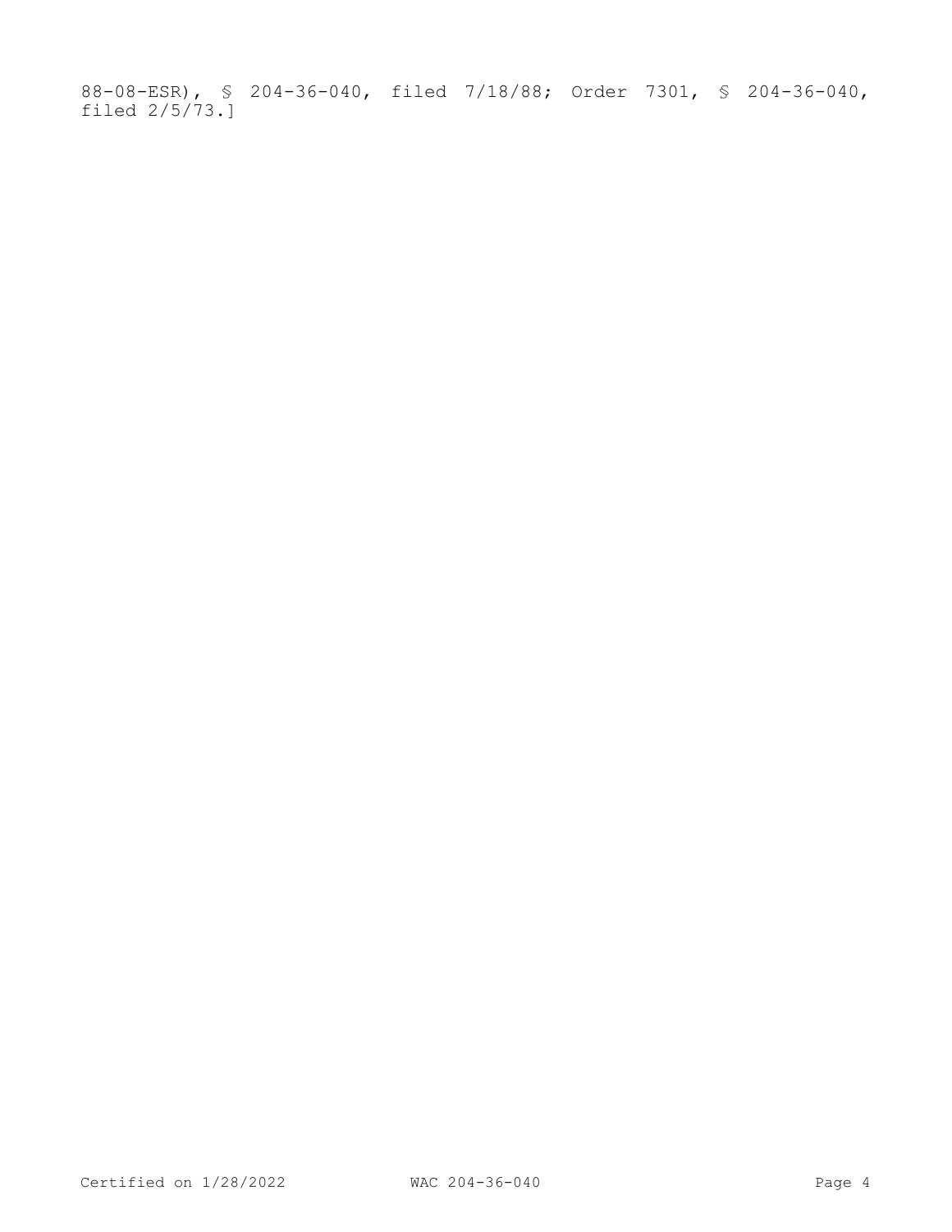88-08-ESR), § 204-36-040, filed 7/18/88; Order 7301, § 204-36-040, filed 2/5/73.]